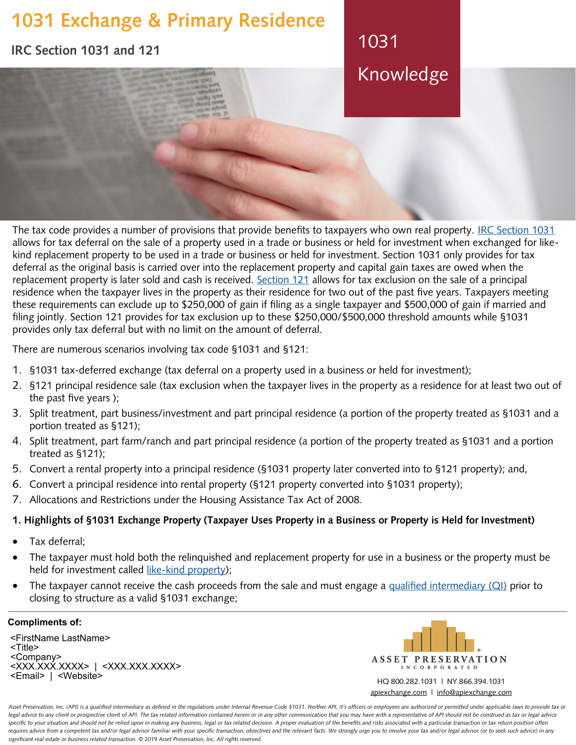# 1031 Exchange & Primary Residence

## IRC Section 1031 and 121

1031 Knowledge

The tax code provides a number of provisions that provide benefits to taxpayers who own real property. IRC Section 1031 allows for tax deferral on the sale of a property used in a trade or business or held for investment when exchanged for like-kind replacement property to be used in a trade or business or held for investment. Section 1031 only provides for tax deferral as the original basis is carried over into the replacement property and capital gain taxes are owed when the replacement property is later sold and cash is received. Section 121 allows for tax exclusion on the sale of a principal residence when the taxpayer lives in the property as their residence for two out of the past five years. Taxpayers meeting these requirements can exclude up to $250,000 of gain if filing as a single taxpayer and $500,000 of gain if married and filing jointly. Section 121 provides for tax exclusion up to these $250,000/$500,000 threshold amounts while §1031 provides only tax deferral but with no limit on the amount of deferral.

There are numerous scenarios involving tax code §1031 and §121:

1. §1031 tax-deferred exchange (tax deferral on a property used in a business or held for investment);
2. §121 principal residence sale (tax exclusion when the taxpayer lives in the property as a residence for at least two out of the past five years );
3. Split treatment, part business/investment and part principal residence (a portion of the property treated as §1031 and a portion treated as §121);
4. Split treatment, part farm/ranch and part principal residence (a portion of the property treated as §1031 and a portion treated as §121);
5. Convert a rental property into a principal residence (§1031 property later converted into to §121 property); and,
6. Convert a principal residence into rental property (§121 property converted into §1031 property);
7. Allocations and Restrictions under the Housing Assistance Tax Act of 2008.

**1. Highlights of §1031 Exchange Property (Taxpayer Uses Property in a Business or Property is Held for Investment)**

- Tax deferral;
- The taxpayer must hold both the relinquished and replacement property for use in a business or the property must be held for investment called like-kind property);
- The taxpayer cannot receive the cash proceeds from the sale and must engage a qualified intermediary (QI) prior to closing to structure as a valid §1031 exchange;

**Compliments of:**

<FirstName LastName>
<Title>
<Company>
<XXX.XXX.XXXX> | <XXX.XXX.XXXX>
<Email> | <Website>

ASSET PRESERVATION INCORPORATED

HQ 800.282.1031 | NY 866.394.1031
apiexchange.com | info@apiexchange.com

*Asset Preservation, Inc. (API) is a qualified intermediary as defined in the regulations under Internal Revenue Code §1031. Neither API, it's officers or employees are authorized or permitted under applicable laws to provide tax or legal advice to any client or prospective client of API. The tax related information contained herein or in any other communication that you may have with a representative of API should not be construed as tax or legal advice specific to your situation and should not be relied upon in making any business, legal or tax related decision. A proper evaluation of the benefits and risks associated with a particular transaction or tax return position often requires advice from a competent tax and/or legal advisor familiar with your specific transaction, objectives and the relevant facts. We strongly urge you to involve your tax and/or legal advisor (or to seek such advice) in any significant real estate or business related transaction. © 2019 Asset Preservation, Inc. All rights reserved.*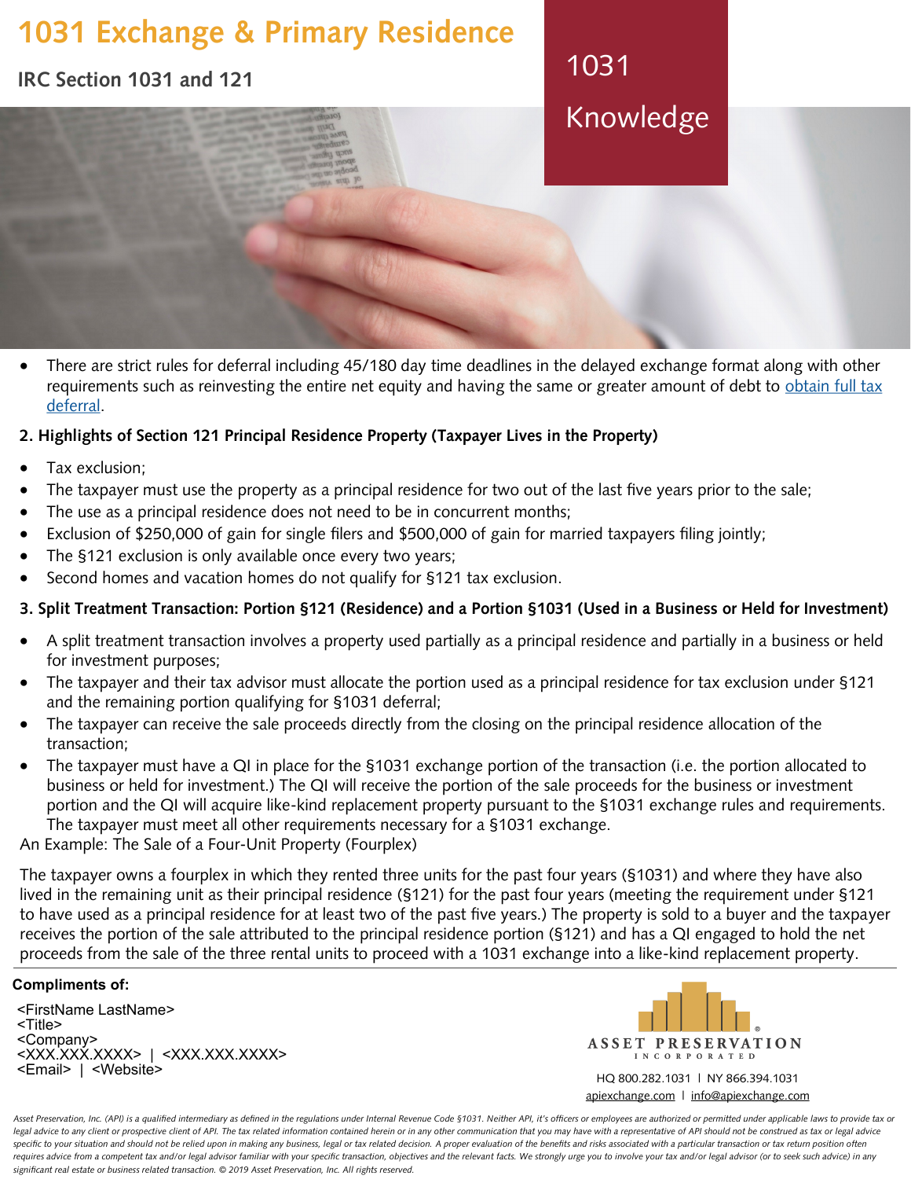# 1031 Exchange & Primary Residence

**IRC Section 1031 and 121**

1031 Knowledge

- There are strict rules for deferral including 45/180 day time deadlines in the delayed exchange format along with other requirements such as reinvesting the entire net equity and having the same or greater amount of debt to obtain full tax deferral.

### 2. Highlights of Section 121 Principal Residence Property (Taxpayer Lives in the Property)

- Tax exclusion;
- The taxpayer must use the property as a principal residence for two out of the last five years prior to the sale;
- The use as a principal residence does not need to be in concurrent months;
- Exclusion of $250,000 of gain for single filers and $500,000 of gain for married taxpayers filing jointly;
- The §121 exclusion is only available once every two years;
- Second homes and vacation homes do not qualify for §121 tax exclusion.

### 3. Split Treatment Transaction: Portion §121 (Residence) and a Portion §1031 (Used in a Business or Held for Investment)

- A split treatment transaction involves a property used partially as a principal residence and partially in a business or held for investment purposes;
- The taxpayer and their tax advisor must allocate the portion used as a principal residence for tax exclusion under §121 and the remaining portion qualifying for §1031 deferral;
- The taxpayer can receive the sale proceeds directly from the closing on the principal residence allocation of the transaction;
- The taxpayer must have a QI in place for the §1031 exchange portion of the transaction (i.e. the portion allocated to business or held for investment.) The QI will receive the portion of the sale proceeds for the business or investment portion and the QI will acquire like-kind replacement property pursuant to the §1031 exchange rules and requirements. The taxpayer must meet all other requirements necessary for a §1031 exchange.

An Example: The Sale of a Four-Unit Property (Fourplex)

The taxpayer owns a fourplex in which they rented three units for the past four years (§1031) and where they have also lived in the remaining unit as their principal residence (§121) for the past four years (meeting the requirement under §121 to have used as a principal residence for at least two of the past five years.) The property is sold to a buyer and the taxpayer receives the portion of the sale attributed to the principal residence portion (§121) and has a QI engaged to hold the net proceeds from the sale of the three rental units to proceed with a 1031 exchange into a like-kind replacement property.

**Compliments of:**

<FirstName LastName>
<Title>
<Company>
<XXX.XXX.XXXX> | <XXX.XXX.XXXX>
<Email> | <Website>

ASSET PRESERVATION INCORPORATED

HQ 800.282.1031 | NY 866.394.1031
apiexchange.com | info@apiexchange.com

*Asset Preservation, Inc. (API) is a qualified intermediary as defined in the regulations under Internal Revenue Code §1031. Neither API, it's officers or employees are authorized or permitted under applicable laws to provide tax or legal advice to any client or prospective client of API. The tax related information contained herein or in any other communication that you may have with a representative of API should not be construed as tax or legal advice specific to your situation and should not be relied upon in making any business, legal or tax related decision. A proper evaluation of the benefits and risks associated with a particular transaction or tax return position often requires advice from a competent tax and/or legal advisor familiar with your specific transaction, objectives and the relevant facts. We strongly urge you to involve your tax and/or legal advisor (or to seek such advice) in any significant real estate or business related transaction. © 2019 Asset Preservation, Inc. All rights reserved.*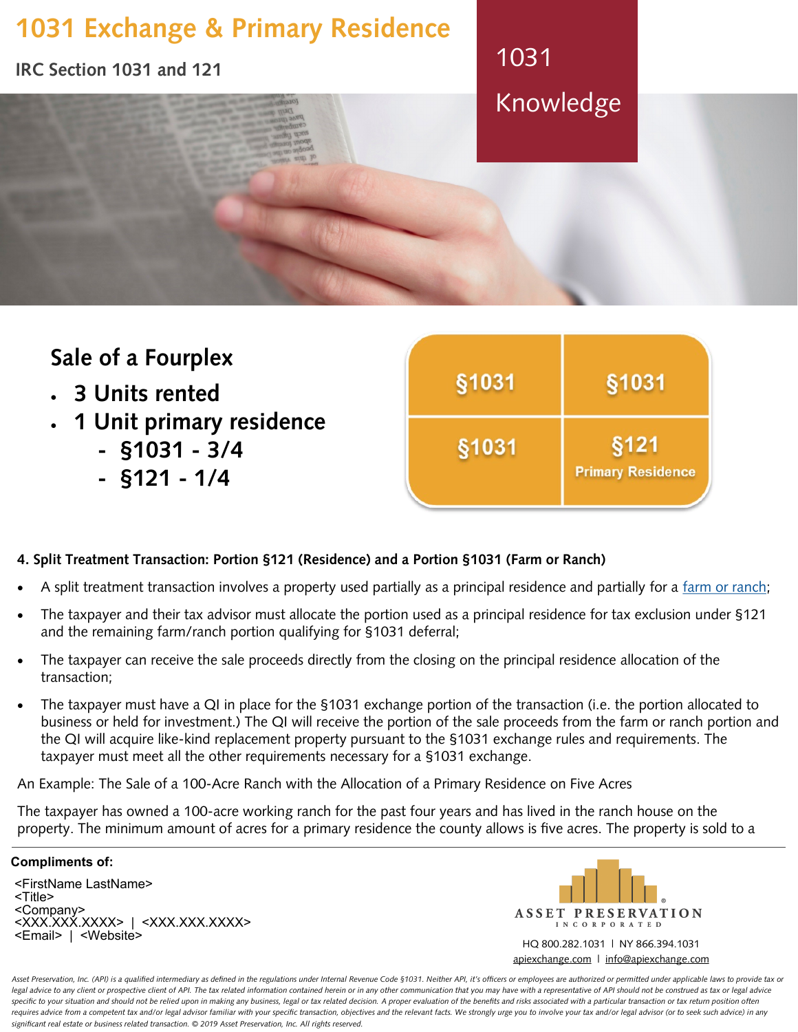# 1031 Exchange & Primary Residence

**IRC Section 1031 and 121**

1031 Knowledge

## Sale of a Fourplex

- **3 Units rented**
- **1 Unit primary residence**
  - **§1031 - 3/4**
  - **§121 - 1/4**

| | |
|---|---|
| §1031 | §1031 |
| §1031 | §121 Primary Residence |

**4. Split Treatment Transaction: Portion §121 (Residence) and a Portion §1031 (Farm or Ranch)**

- A split treatment transaction involves a property used partially as a principal residence and partially for a farm or ranch;
- The taxpayer and their tax advisor must allocate the portion used as a principal residence for tax exclusion under §121 and the remaining farm/ranch portion qualifying for §1031 deferral;
- The taxpayer can receive the sale proceeds directly from the closing on the principal residence allocation of the transaction;
- The taxpayer must have a QI in place for the §1031 exchange portion of the transaction (i.e. the portion allocated to business or held for investment.) The QI will receive the portion of the sale proceeds from the farm or ranch portion and the QI will acquire like-kind replacement property pursuant to the §1031 exchange rules and requirements. The taxpayer must meet all the other requirements necessary for a §1031 exchange.

An Example: The Sale of a 100-Acre Ranch with the Allocation of a Primary Residence on Five Acres

The taxpayer has owned a 100-acre working ranch for the past four years and has lived in the ranch house on the property. The minimum amount of acres for a primary residence the county allows is five acres. The property is sold to a

**Compliments of:**

<FirstName LastName>
<Title>
<Company>
<XXX.XXX.XXXX> | <XXX.XXX.XXXX>
<Email> | <Website>

ASSET PRESERVATION INCORPORATED

HQ 800.282.1031 | NY 866.394.1031
apiexchange.com | info@apiexchange.com

*Asset Preservation, Inc. (API) is a qualified intermediary as defined in the regulations under Internal Revenue Code §1031. Neither API, it's officers or employees are authorized or permitted under applicable laws to provide tax or legal advice to any client or prospective client of API. The tax related information contained herein or in any other communication that you may have with a representative of API should not be construed as tax or legal advice specific to your situation and should not be relied upon in making any business, legal or tax related decision. A proper evaluation of the benefits and risks associated with a particular transaction or tax return position often requires advice from a competent tax and/or legal advisor familiar with your specific transaction, objectives and the relevant facts. We strongly urge you to involve your tax and/or legal advisor (or to seek such advice) in any significant real estate or business related transaction. © 2019 Asset Preservation, Inc. All rights reserved.*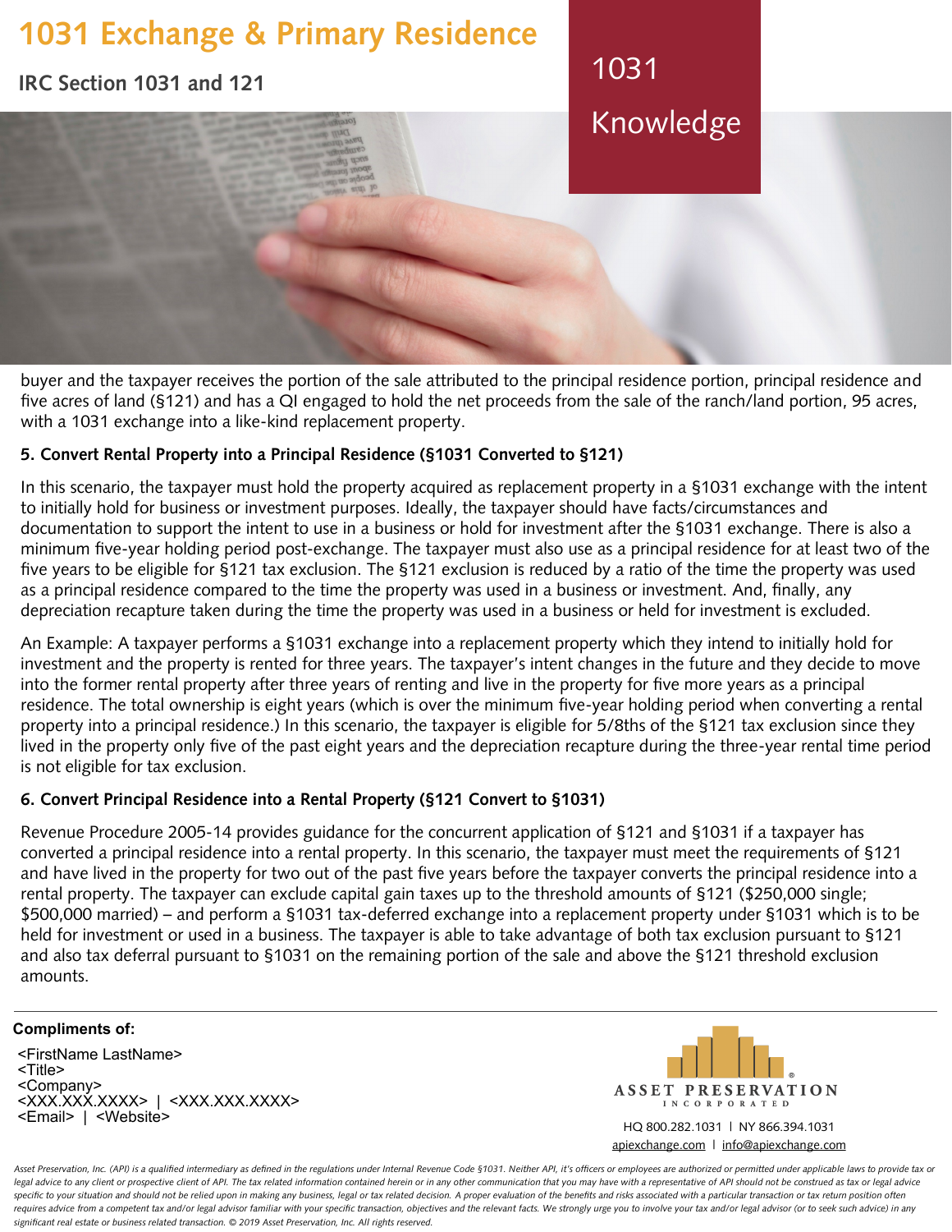buyer and the taxpayer receives the portion of the sale attributed to the principal residence portion, principal residence and five acres of land (§121) and has a QI engaged to hold the net proceeds from the sale of the ranch/land portion, 95 acres, with a 1031 exchange into a like-kind replacement property.

**5. Convert Rental Property into a Principal Residence (§1031 Converted to §121)**

In this scenario, the taxpayer must hold the property acquired as replacement property in a §1031 exchange with the intent to initially hold for business or investment purposes. Ideally, the taxpayer should have facts/circumstances and documentation to support the intent to use in a business or hold for investment after the §1031 exchange. There is also a minimum five-year holding period post-exchange. The taxpayer must also use as a principal residence for at least two of the five years to be eligible for §121 tax exclusion. The §121 exclusion is reduced by a ratio of the time the property was used as a principal residence compared to the time the property was used in a business or investment. And, finally, any depreciation recapture taken during the time the property was used in a business or held for investment is excluded.

An Example: A taxpayer performs a §1031 exchange into a replacement property which they intend to initially hold for investment and the property is rented for three years. The taxpayer's intent changes in the future and they decide to move into the former rental property after three years of renting and live in the property for five more years as a principal residence. The total ownership is eight years (which is over the minimum five-year holding period when converting a rental property into a principal residence.) In this scenario, the taxpayer is eligible for 5/8ths of the §121 tax exclusion since they lived in the property only five of the past eight years and the depreciation recapture during the three-year rental time period is not eligible for tax exclusion.

**6. Convert Principal Residence into a Rental Property (§121 Convert to §1031)**

Revenue Procedure 2005-14 provides guidance for the concurrent application of §121 and §1031 if a taxpayer has converted a principal residence into a rental property. In this scenario, the taxpayer must meet the requirements of §121 and have lived in the property for two out of the past five years before the taxpayer converts the principal residence into a rental property. The taxpayer can exclude capital gain taxes up to the threshold amounts of §121 ($250,000 single; $500,000 married) – and perform a §1031 tax-deferred exchange into a replacement property under §1031 which is to be held for investment or used in a business. The taxpayer is able to take advantage of both tax exclusion pursuant to §121 and also tax deferral pursuant to §1031 on the remaining portion of the sale and above the §121 threshold exclusion amounts.

**Compliments of:**

<FirstName LastName>
<Title>
<Company>
<XXX.XXX.XXXX> | <XXX.XXX.XXXX>
<Email> | <Website>

ASSET PRESERVATION INCORPORATED

HQ 800.282.1031 | NY 866.394.1031
apiexchange.com | info@apiexchange.com

*Asset Preservation, Inc. (API) is a qualified intermediary as defined in the regulations under Internal Revenue Code §1031. Neither API, it's officers or employees are authorized or permitted under applicable laws to provide tax or legal advice to any client or prospective client of API. The tax related information contained herein or in any other communication that you may have with a representative of API should not be construed as tax or legal advice specific to your situation and should not be relied upon in making any business, legal or tax related decision. A proper evaluation of the benefits and risks associated with a particular transaction or tax return position often requires advice from a competent tax and/or legal advisor familiar with your specific transaction, objectives and the relevant facts. We strongly urge you to involve your tax and/or legal advisor (or to seek such advice) in any significant real estate or business related transaction. © 2019 Asset Preservation, Inc. All rights reserved.*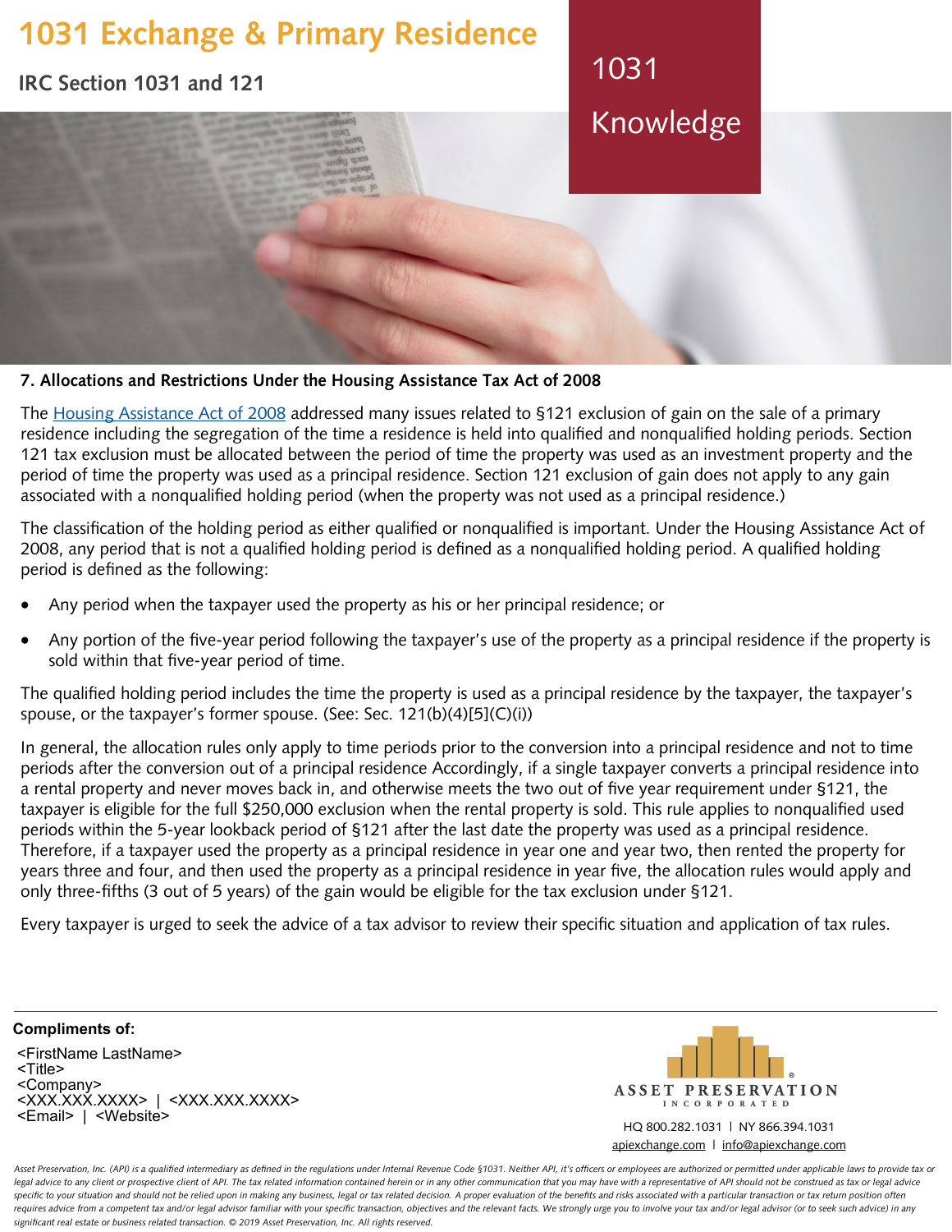# 1031 Exchange & Primary Residence

## IRC Section 1031 and 121

1031 Knowledge

### 7. Allocations and Restrictions Under the Housing Assistance Tax Act of 2008

The Housing Assistance Act of 2008 addressed many issues related to §121 exclusion of gain on the sale of a primary residence including the segregation of the time a residence is held into qualified and nonqualified holding periods. Section 121 tax exclusion must be allocated between the period of time the property was used as an investment property and the period of time the property was used as a principal residence. Section 121 exclusion of gain does not apply to any gain associated with a nonqualified holding period (when the property was not used as a principal residence.)

The classification of the holding period as either qualified or nonqualified is important. Under the Housing Assistance Act of 2008, any period that is not a qualified holding period is defined as a nonqualified holding period. A qualified holding period is defined as the following:

- Any period when the taxpayer used the property as his or her principal residence; or
- Any portion of the five-year period following the taxpayer's use of the property as a principal residence if the property is sold within that five-year period of time.

The qualified holding period includes the time the property is used as a principal residence by the taxpayer, the taxpayer's spouse, or the taxpayer's former spouse. (See: Sec. 121(b)(4)[5](C)(i))

In general, the allocation rules only apply to time periods prior to the conversion into a principal residence and not to time periods after the conversion out of a principal residence Accordingly, if a single taxpayer converts a principal residence into a rental property and never moves back in, and otherwise meets the two out of five year requirement under §121, the taxpayer is eligible for the full $250,000 exclusion when the rental property is sold. This rule applies to nonqualified used periods within the 5-year lookback period of §121 after the last date the property was used as a principal residence. Therefore, if a taxpayer used the property as a principal residence in year one and year two, then rented the property for years three and four, and then used the property as a principal residence in year five, the allocation rules would apply and only three-fifths (3 out of 5 years) of the gain would be eligible for the tax exclusion under §121.

Every taxpayer is urged to seek the advice of a tax advisor to review their specific situation and application of tax rules.

**Compliments of:**

<FirstName LastName>
<Title>
<Company>
<XXX.XXX.XXXX> | <XXX.XXX.XXXX>
<Email> | <Website>

ASSET PRESERVATION INCORPORATED

HQ 800.282.1031 | NY 866.394.1031
apiexchange.com | info@apiexchange.com

*Asset Preservation, Inc. (API) is a qualified intermediary as defined in the regulations under Internal Revenue Code §1031. Neither API, it's officers or employees are authorized or permitted under applicable laws to provide tax or legal advice to any client or prospective client of API. The tax related information contained herein or in any other communication that you may have with a representative of API should not be construed as tax or legal advice specific to your situation and should not be relied upon in making any business, legal or tax related decision. A proper evaluation of the benefits and risks associated with a particular transaction or tax return position often requires advice from a competent tax and/or legal advisor familiar with your specific transaction, objectives and the relevant facts. We strongly urge you to involve your tax and/or legal advisor (or to seek such advice) in any significant real estate or business related transaction. © 2019 Asset Preservation, Inc. All rights reserved.*